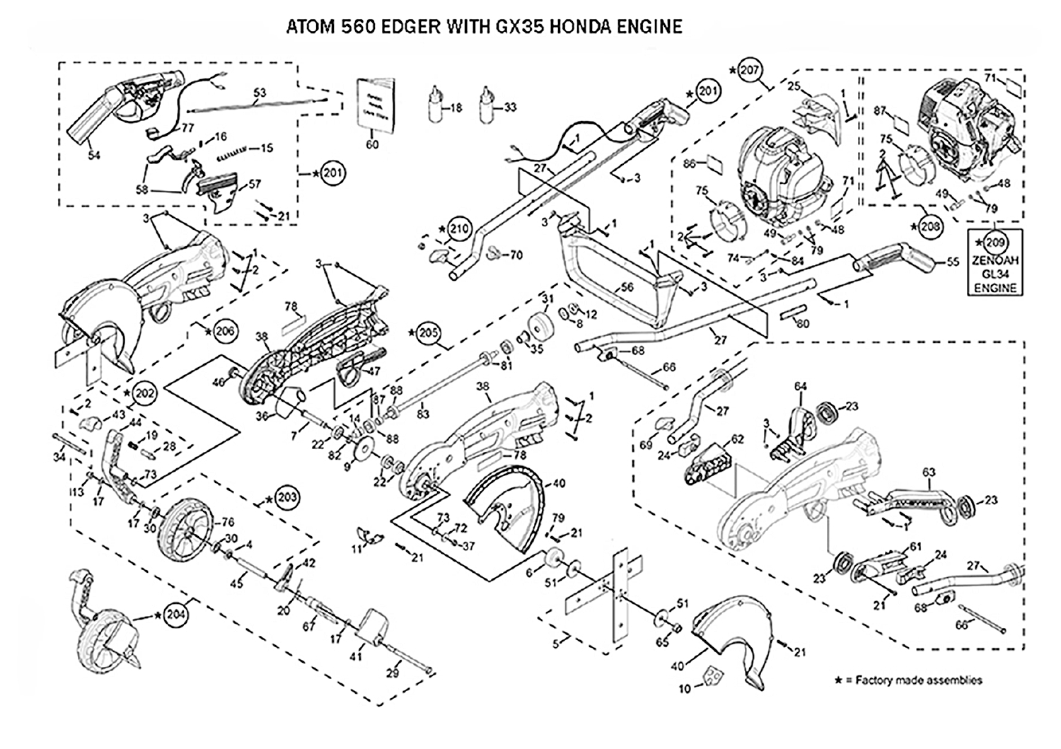# ATOM 560 EDGER WITH GX35 HONDA ENGINE

★ = Factory made assemblies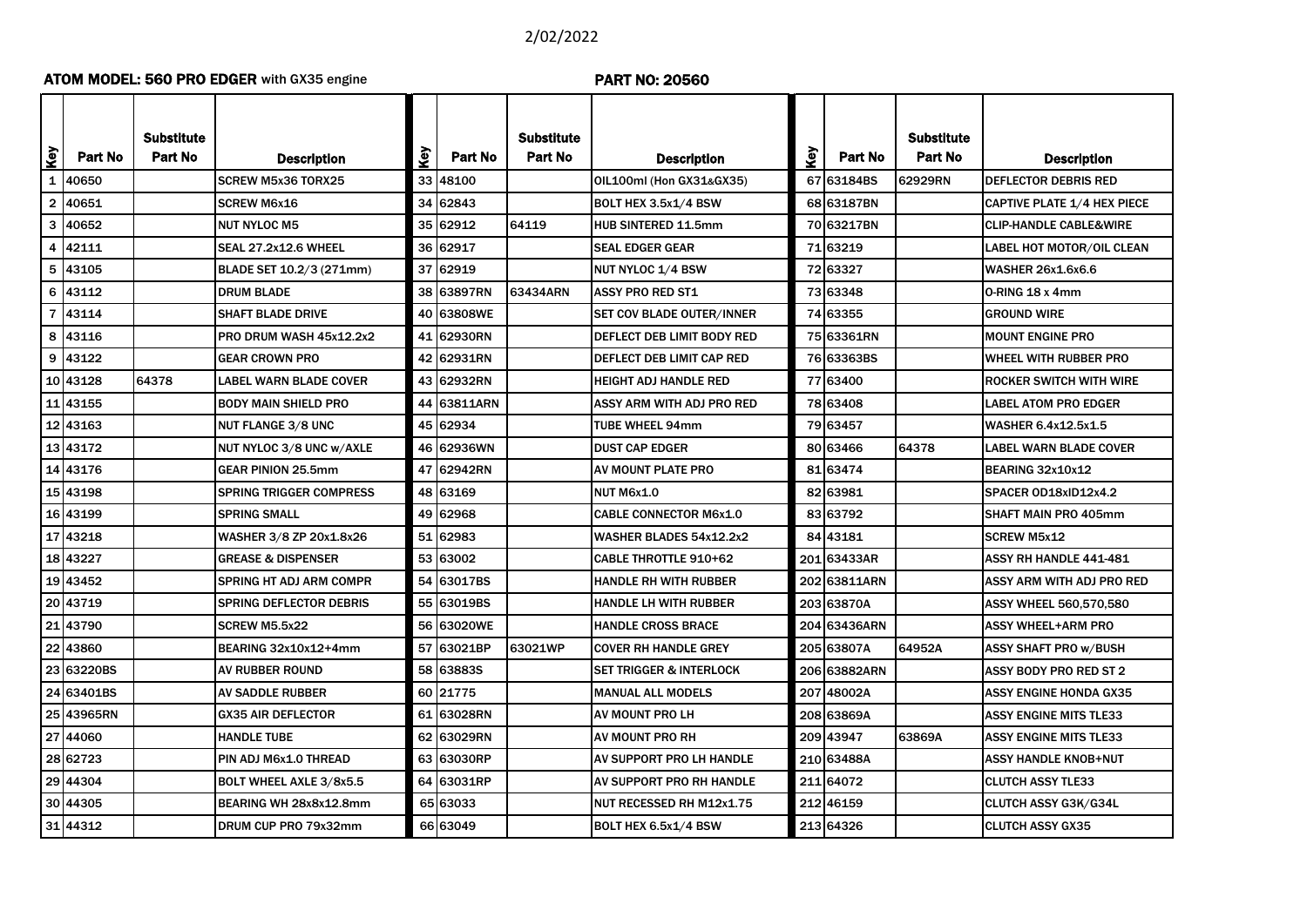2/02/2022

## ATOM MODEL: 560 PRO EDGER with GX35 engine

**PART NO: 20560**

| Key | Part No | Substitute Part No | Description | Key | Part No | Substitute Part No | Description | Key | Part No | Substitute Part No | Description |
|---|---|---|---|---|---|---|---|---|---|---|---|
| 1 | 40650 | | SCREW M5x36 TORX25 | 33 | 48100 | | OIL100ml (Hon GX31&GX35) | 67 | 63184BS | 62929RN | DEFLECTOR DEBRIS RED |
| 2 | 40651 | | SCREW M6x16 | 34 | 62843 | | BOLT HEX 3.5x1/4 BSW | 68 | 63187BN | | CAPTIVE PLATE 1/4 HEX PIECE |
| 3 | 40652 | | NUT NYLOC M5 | 35 | 62912 | 64119 | HUB SINTERED 11.5mm | 70 | 63217BN | | CLIP-HANDLE CABLE&WIRE |
| 4 | 42111 | | SEAL 27.2x12.6 WHEEL | 36 | 62917 | | SEAL EDGER GEAR | 71 | 63219 | | LABEL HOT MOTOR/OIL CLEAN |
| 5 | 43105 | | BLADE SET 10.2/3 (271mm) | 37 | 62919 | | NUT NYLOC 1/4 BSW | 72 | 63327 | | WASHER 26x1.6x6.6 |
| 6 | 43112 | | DRUM BLADE | 38 | 63897RN | 63434ARN | ASSY PRO RED ST1 | 73 | 63348 | | O-RING 18 x 4mm |
| 7 | 43114 | | SHAFT BLADE DRIVE | 40 | 63808WE | | SET COV BLADE OUTER/INNER | 74 | 63355 | | GROUND WIRE |
| 8 | 43116 | | PRO DRUM WASH 45x12.2x2 | 41 | 62930RN | | DEFLECT DEB LIMIT BODY RED | 75 | 63361RN | | MOUNT ENGINE PRO |
| 9 | 43122 | | GEAR CROWN PRO | 42 | 62931RN | | DEFLECT DEB LIMIT CAP RED | 76 | 63363BS | | WHEEL WITH RUBBER PRO |
| 10 | 43128 | 64378 | LABEL WARN BLADE COVER | 43 | 62932RN | | HEIGHT ADJ HANDLE RED | 77 | 63400 | | ROCKER SWITCH WITH WIRE |
| 11 | 43155 | | BODY MAIN SHIELD PRO | 44 | 63811ARN | | ASSY ARM WITH ADJ PRO RED | 78 | 63408 | | LABEL ATOM PRO EDGER |
| 12 | 43163 | | NUT FLANGE 3/8 UNC | 45 | 62934 | | TUBE WHEEL 94mm | 79 | 63457 | | WASHER 6.4x12.5x1.5 |
| 13 | 43172 | | NUT NYLOC 3/8 UNC w/AXLE | 46 | 62936WN | | DUST CAP EDGER | 80 | 63466 | 64378 | LABEL WARN BLADE COVER |
| 14 | 43176 | | GEAR PINION 25.5mm | 47 | 62942RN | | AV MOUNT PLATE PRO | 81 | 63474 | | BEARING 32x10x12 |
| 15 | 43198 | | SPRING TRIGGER COMPRESS | 48 | 63169 | | NUT M6x1.0 | 82 | 63981 | | SPACER OD18xID12x4.2 |
| 16 | 43199 | | SPRING SMALL | 49 | 62968 | | CABLE CONNECTOR M6x1.0 | 83 | 63792 | | SHAFT MAIN PRO 405mm |
| 17 | 43218 | | WASHER 3/8 ZP 20x1.8x26 | 51 | 62983 | | WASHER BLADES 54x12.2x2 | 84 | 43181 | | SCREW M5x12 |
| 18 | 43227 | | GREASE & DISPENSER | 53 | 63002 | | CABLE THROTTLE 910+62 | 201 | 63433AR | | ASSY RH HANDLE 441-481 |
| 19 | 43452 | | SPRING HT ADJ ARM COMPR | 54 | 63017BS | | HANDLE RH WITH RUBBER | 202 | 63811ARN | | ASSY ARM WITH ADJ PRO RED |
| 20 | 43719 | | SPRING DEFLECTOR DEBRIS | 55 | 63019BS | | HANDLE LH WITH RUBBER | 203 | 63870A | | ASSY WHEEL 560,570,580 |
| 21 | 43790 | | SCREW M5.5x22 | 56 | 63020WE | | HANDLE CROSS BRACE | 204 | 63436ARN | | ASSY WHEEL+ARM PRO |
| 22 | 43860 | | BEARING 32x10x12+4mm | 57 | 63021BP | 63021WP | COVER RH HANDLE GREY | 205 | 63807A | 64952A | ASSY SHAFT PRO w/BUSH |
| 23 | 63220BS | | AV RUBBER ROUND | 58 | 63883S | | SET TRIGGER & INTERLOCK | 206 | 63882ARN | | ASSY BODY PRO RED ST 2 |
| 24 | 63401BS | | AV SADDLE RUBBER | 60 | 21775 | | MANUAL ALL MODELS | 207 | 48002A | | ASSY ENGINE HONDA GX35 |
| 25 | 43965RN | | GX35 AIR DEFLECTOR | 61 | 63028RN | | AV MOUNT PRO LH | 208 | 63869A | | ASSY ENGINE MITS TLE33 |
| 27 | 44060 | | HANDLE TUBE | 62 | 63029RN | | AV MOUNT PRO RH | 209 | 43947 | 63869A | ASSY ENGINE MITS TLE33 |
| 28 | 62723 | | PIN ADJ M6x1.0 THREAD | 63 | 63030RP | | AV SUPPORT PRO LH HANDLE | 210 | 63488A | | ASSY HANDLE KNOB+NUT |
| 29 | 44304 | | BOLT WHEEL AXLE 3/8x5.5 | 64 | 63031RP | | AV SUPPORT PRO RH HANDLE | 211 | 64072 | | CLUTCH ASSY TLE33 |
| 30 | 44305 | | BEARING WH 28x8x12.8mm | 65 | 63033 | | NUT RECESSED RH M12x1.75 | 212 | 46159 | | CLUTCH ASSY G3K/G34L |
| 31 | 44312 | | DRUM CUP PRO 79x32mm | 66 | 63049 | | BOLT HEX 6.5x1/4 BSW | 213 | 64326 | | CLUTCH ASSY GX35 |